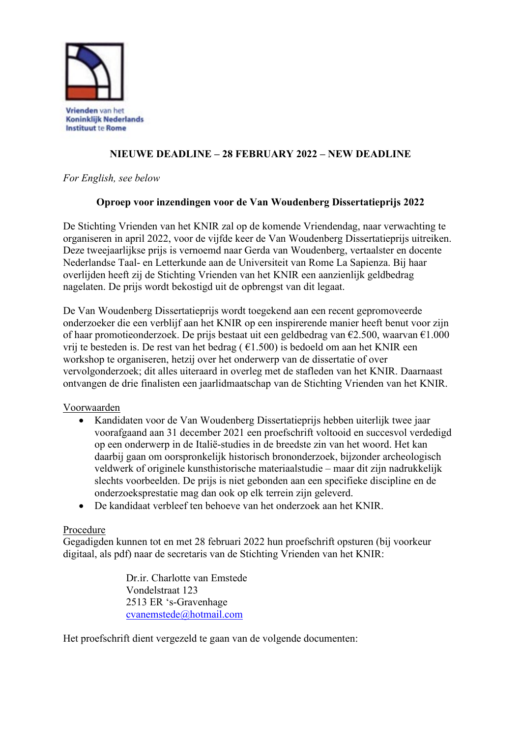Vrienden van het Koninklijk Nederlands Instituut te Rome

**NIEUWE DEADLINE – 28 FEBRUARY 2022 – NEW DEADLINE**

*For English, see below*

**Oproep voor inzendingen voor de Van Woudenberg Dissertatieprijs 2022**

De Stichting Vrienden van het KNIR zal op de komende Vriendendag, naar verwachting te organiseren in april 2022, voor de vijfde keer de Van Woudenberg Dissertatieprijs uitreiken. Deze tweejaarlijkse prijs is vernoemd naar Gerda van Woudenberg, vertaalster en docente Nederlandse Taal- en Letterkunde aan de Universiteit van Rome La Sapienza. Bij haar overlijden heeft zij de Stichting Vrienden van het KNIR een aanzienlijk geldbedrag nagelaten. De prijs wordt bekostigd uit de opbrengst van dit legaat.

De Van Woudenberg Dissertatieprijs wordt toegekend aan een recent gepromoveerde onderzoeker die een verblijf aan het KNIR op een inspirerende manier heeft benut voor zijn of haar promotieonderzoek. De prijs bestaat uit een geldbedrag van €2.500, waarvan €1.000 vrij te besteden is. De rest van het bedrag ( €1.500) is bedoeld om aan het KNIR een workshop te organiseren, hetzij over het onderwerp van de dissertatie of over vervolgonderzoek; dit alles uiteraard in overleg met de stafleden van het KNIR. Daarnaast ontvangen de drie finalisten een jaarlidmaatschap van de Stichting Vrienden van het KNIR.

Voorwaarden

- Kandidaten voor de Van Woudenberg Dissertatieprijs hebben uiterlijk twee jaar voorafgaand aan 31 december 2021 een proefschrift voltooid en succesvol verdedigd op een onderwerp in de Italië-studies in de breedste zin van het woord. Het kan daarbij gaan om oorspronkelijk historisch brononderzoek, bijzonder archeologisch veldwerk of originele kunsthistorische materiaalstudie – maar dit zijn nadrukkelijk slechts voorbeelden. De prijs is niet gebonden aan een specifieke discipline en de onderzoeksprestatie mag dan ook op elk terrein zijn geleverd.
- De kandidaat verbleef ten behoeve van het onderzoek aan het KNIR.

Procedure

Gegadigden kunnen tot en met 28 februari 2022 hun proefschrift opsturen (bij voorkeur digitaal, als pdf) naar de secretaris van de Stichting Vrienden van het KNIR:

Dr.ir. Charlotte van Emstede
Vondelstraat 123
2513 ER 's-Gravenhage
cvanemstede@hotmail.com

Het proefschrift dient vergezeld te gaan van de volgende documenten: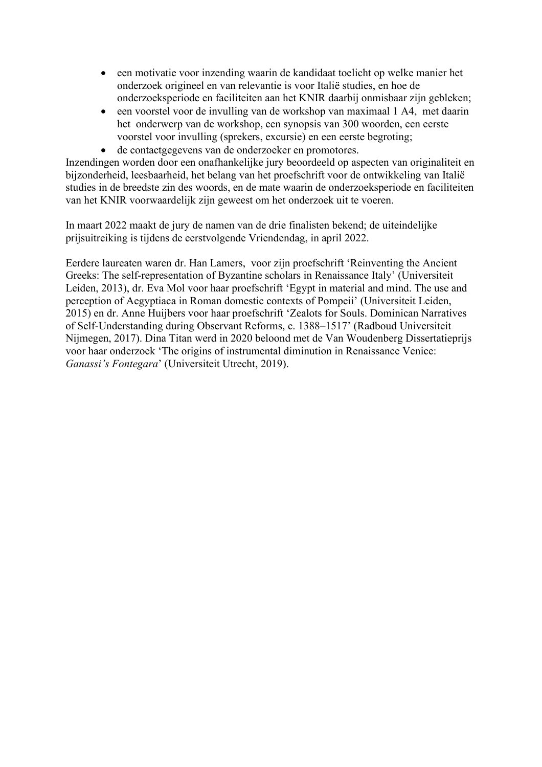- een motivatie voor inzending waarin de kandidaat toelicht op welke manier het onderzoek origineel en van relevantie is voor Italië studies, en hoe de onderzoeksperiode en faciliteiten aan het KNIR daarbij onmisbaar zijn gebleken;
- een voorstel voor de invulling van de workshop van maximaal 1 A4, met daarin het onderwerp van de workshop, een synopsis van 300 woorden, een eerste voorstel voor invulling (sprekers, excursie) en een eerste begroting;
- de contactgegevens van de onderzoeker en promotores.

Inzendingen worden door een onafhankelijke jury beoordeeld op aspecten van originaliteit en bijzonderheid, leesbaarheid, het belang van het proefschrift voor de ontwikkeling van Italië studies in de breedste zin des woords, en de mate waarin de onderzoeksperiode en faciliteiten van het KNIR voorwaardelijk zijn geweest om het onderzoek uit te voeren.

In maart 2022 maakt de jury de namen van de drie finalisten bekend; de uiteindelijke prijsuitreiking is tijdens de eerstvolgende Vriendendag, in april 2022.

Eerdere laureaten waren dr. Han Lamers, voor zijn proefschrift 'Reinventing the Ancient Greeks: The self-representation of Byzantine scholars in Renaissance Italy' (Universiteit Leiden, 2013), dr. Eva Mol voor haar proefschrift 'Egypt in material and mind. The use and perception of Aegyptiaca in Roman domestic contexts of Pompeii' (Universiteit Leiden, 2015) en dr. Anne Huijbers voor haar proefschrift 'Zealots for Souls. Dominican Narratives of Self-Understanding during Observant Reforms, c. 1388–1517' (Radboud Universiteit Nijmegen, 2017). Dina Titan werd in 2020 beloond met de Van Woudenberg Dissertatieprijs voor haar onderzoek 'The origins of instrumental diminution in Renaissance Venice: *Ganassi's Fontegara*' (Universiteit Utrecht, 2019).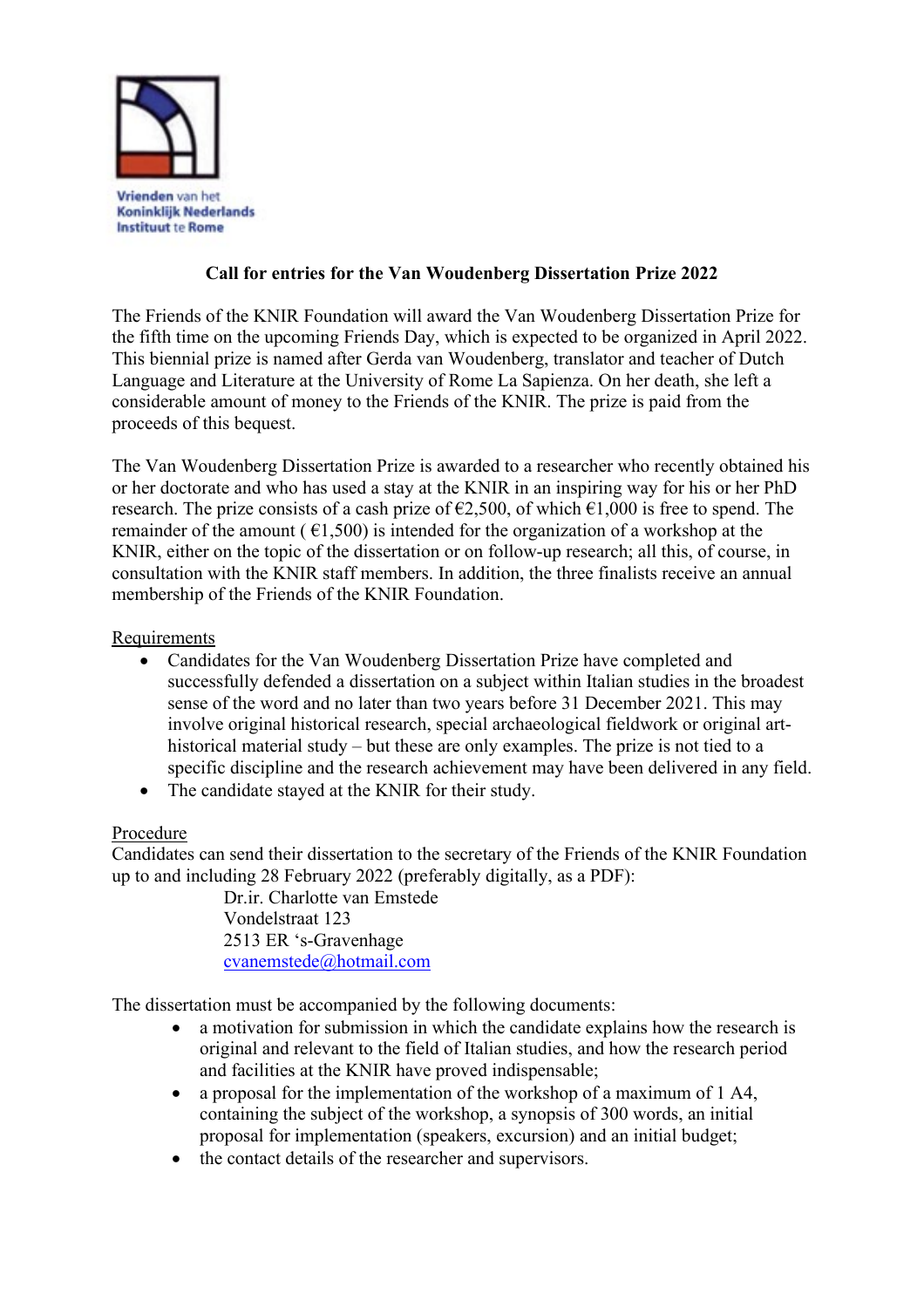Vrienden van het Koninklijk Nederlands Instituut te Rome

## Call for entries for the Van Woudenberg Dissertation Prize 2022

The Friends of the KNIR Foundation will award the Van Woudenberg Dissertation Prize for the fifth time on the upcoming Friends Day, which is expected to be organized in April 2022. This biennial prize is named after Gerda van Woudenberg, translator and teacher of Dutch Language and Literature at the University of Rome La Sapienza. On her death, she left a considerable amount of money to the Friends of the KNIR. The prize is paid from the proceeds of this bequest.

The Van Woudenberg Dissertation Prize is awarded to a researcher who recently obtained his or her doctorate and who has used a stay at the KNIR in an inspiring way for his or her PhD research. The prize consists of a cash prize of €2,500, of which €1,000 is free to spend. The remainder of the amount ( €1,500) is intended for the organization of a workshop at the KNIR, either on the topic of the dissertation or on follow-up research; all this, of course, in consultation with the KNIR staff members. In addition, the three finalists receive an annual membership of the Friends of the KNIR Foundation.

<u>Requirements</u>

- Candidates for the Van Woudenberg Dissertation Prize have completed and successfully defended a dissertation on a subject within Italian studies in the broadest sense of the word and no later than two years before 31 December 2021. This may involve original historical research, special archaeological fieldwork or original art-historical material study – but these are only examples. The prize is not tied to a specific discipline and the research achievement may have been delivered in any field.
- The candidate stayed at the KNIR for their study.

<u>Procedure</u>

Candidates can send their dissertation to the secretary of the Friends of the KNIR Foundation up to and including 28 February 2022 (preferably digitally, as a PDF):

Dr.ir. Charlotte van Emstede
Vondelstraat 123
2513 ER 's-Gravenhage
cvanemstede@hotmail.com

The dissertation must be accompanied by the following documents:

- a motivation for submission in which the candidate explains how the research is original and relevant to the field of Italian studies, and how the research period and facilities at the KNIR have proved indispensable;
- a proposal for the implementation of the workshop of a maximum of 1 A4, containing the subject of the workshop, a synopsis of 300 words, an initial proposal for implementation (speakers, excursion) and an initial budget;
- the contact details of the researcher and supervisors.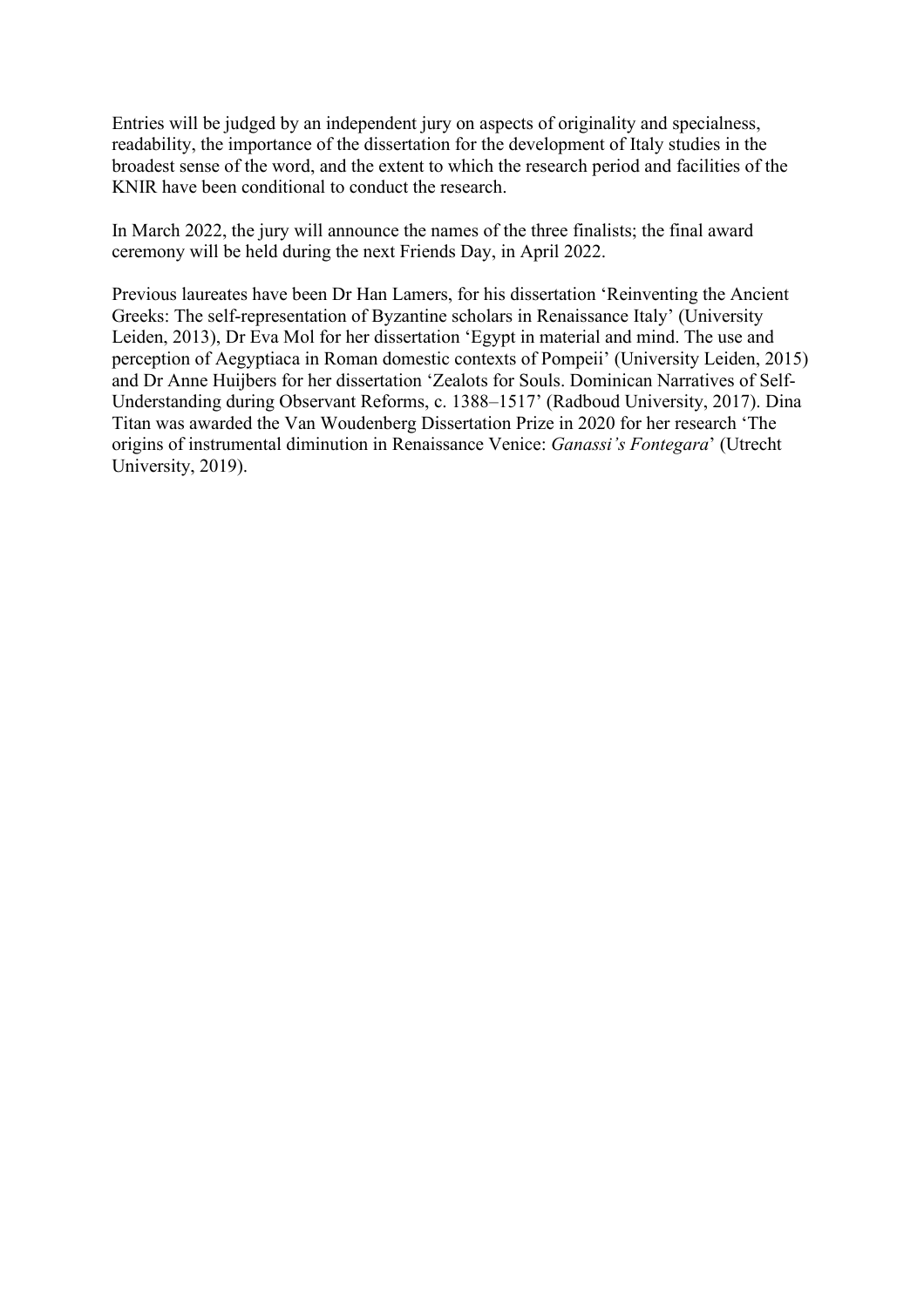Entries will be judged by an independent jury on aspects of originality and specialness, readability, the importance of the dissertation for the development of Italy studies in the broadest sense of the word, and the extent to which the research period and facilities of the KNIR have been conditional to conduct the research.

In March 2022, the jury will announce the names of the three finalists; the final award ceremony will be held during the next Friends Day, in April 2022.

Previous laureates have been Dr Han Lamers, for his dissertation 'Reinventing the Ancient Greeks: The self-representation of Byzantine scholars in Renaissance Italy' (University Leiden, 2013), Dr Eva Mol for her dissertation 'Egypt in material and mind. The use and perception of Aegyptiaca in Roman domestic contexts of Pompeii' (University Leiden, 2015) and Dr Anne Huijbers for her dissertation 'Zealots for Souls. Dominican Narratives of Self-Understanding during Observant Reforms, c. 1388–1517' (Radboud University, 2017). Dina Titan was awarded the Van Woudenberg Dissertation Prize in 2020 for her research 'The origins of instrumental diminution in Renaissance Venice: *Ganassi's Fontegara*' (Utrecht University, 2019).